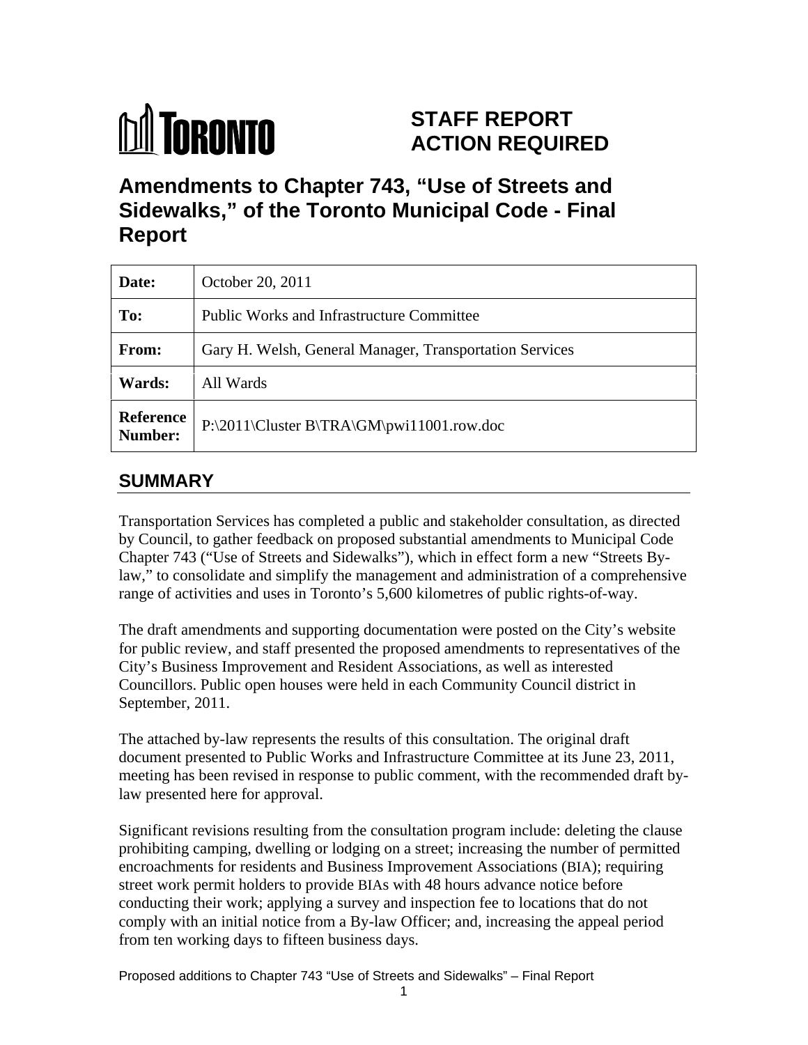**TORONTO**

# STAFF REPORT ACTION REQUIRED

## Amendments to Chapter 743, "Use of Streets and Sidewalks," of the Toronto Municipal Code - Final Report

| | |
|---|---|
| **Date:** | October 20, 2011 |
| **To:** | Public Works and Infrastructure Committee |
| **From:** | Gary H. Welsh, General Manager, Transportation Services |
| **Wards:** | All Wards |
| **Reference Number:** | P:\2011\Cluster B\TRA\GM\pwi11001.row.doc |

## SUMMARY

Transportation Services has completed a public and stakeholder consultation, as directed by Council, to gather feedback on proposed substantial amendments to Municipal Code Chapter 743 ("Use of Streets and Sidewalks"), which in effect form a new "Streets By-law," to consolidate and simplify the management and administration of a comprehensive range of activities and uses in Toronto's 5,600 kilometres of public rights-of-way.

The draft amendments and supporting documentation were posted on the City's website for public review, and staff presented the proposed amendments to representatives of the City's Business Improvement and Resident Associations, as well as interested Councillors. Public open houses were held in each Community Council district in September, 2011.

The attached by-law represents the results of this consultation. The original draft document presented to Public Works and Infrastructure Committee at its June 23, 2011, meeting has been revised in response to public comment, with the recommended draft by-law presented here for approval.

Significant revisions resulting from the consultation program include: deleting the clause prohibiting camping, dwelling or lodging on a street; increasing the number of permitted encroachments for residents and Business Improvement Associations (BIA); requiring street work permit holders to provide BIAs with 48 hours advance notice before conducting their work; applying a survey and inspection fee to locations that do not comply with an initial notice from a By-law Officer; and, increasing the appeal period from ten working days to fifteen business days.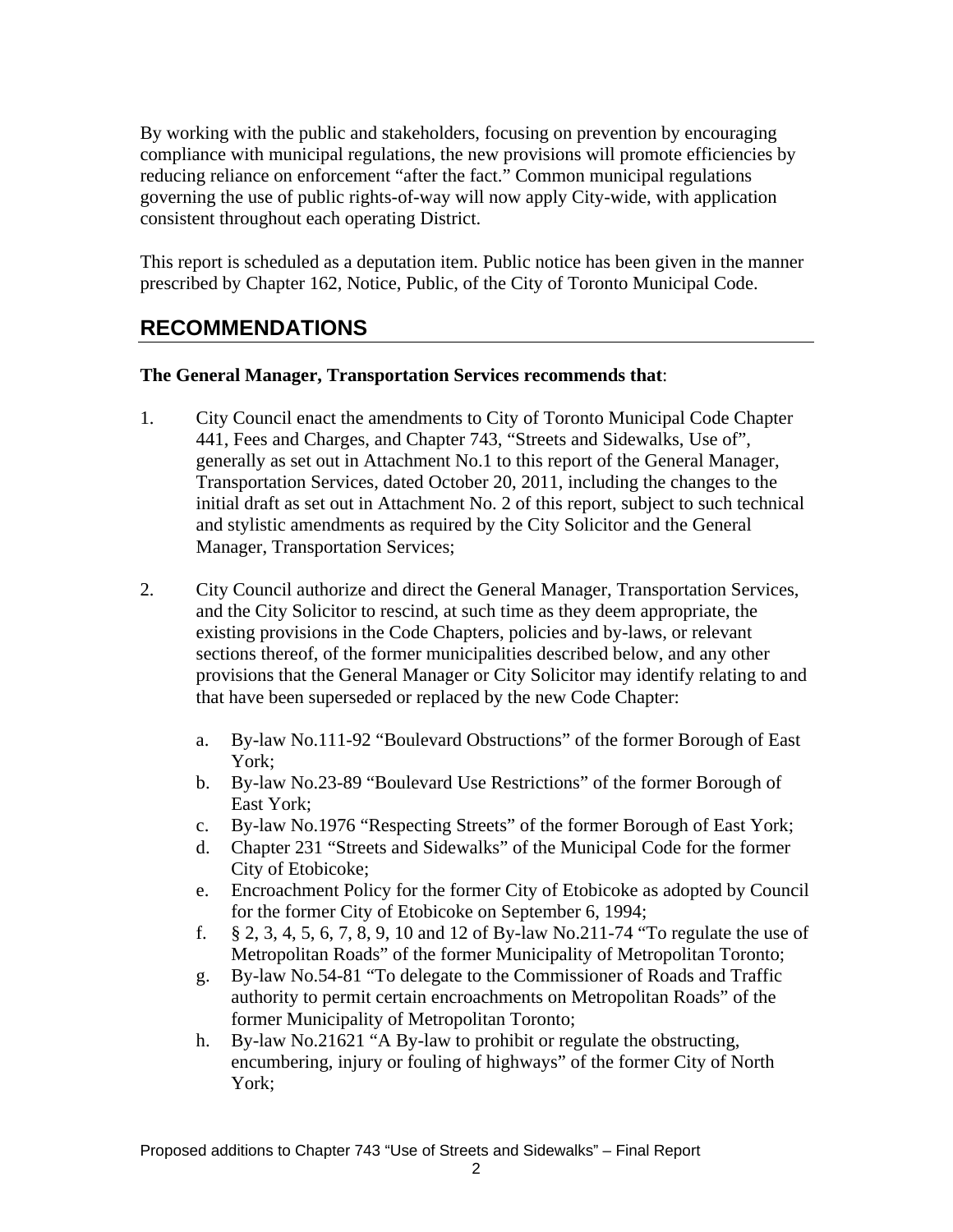By working with the public and stakeholders, focusing on prevention by encouraging compliance with municipal regulations, the new provisions will promote efficiencies by reducing reliance on enforcement "after the fact." Common municipal regulations governing the use of public rights-of-way will now apply City-wide, with application consistent throughout each operating District.

This report is scheduled as a deputation item. Public notice has been given in the manner prescribed by Chapter 162, Notice, Public, of the City of Toronto Municipal Code.

## RECOMMENDATIONS

**The General Manager, Transportation Services recommends that**:

1. City Council enact the amendments to City of Toronto Municipal Code Chapter 441, Fees and Charges, and Chapter 743, "Streets and Sidewalks, Use of", generally as set out in Attachment No.1 to this report of the General Manager, Transportation Services, dated October 20, 2011, including the changes to the initial draft as set out in Attachment No. 2 of this report, subject to such technical and stylistic amendments as required by the City Solicitor and the General Manager, Transportation Services;

2. City Council authorize and direct the General Manager, Transportation Services, and the City Solicitor to rescind, at such time as they deem appropriate, the existing provisions in the Code Chapters, policies and by-laws, or relevant sections thereof, of the former municipalities described below, and any other provisions that the General Manager or City Solicitor may identify relating to and that have been superseded or replaced by the new Code Chapter:

   a. By-law No.111-92 "Boulevard Obstructions" of the former Borough of East York;
   b. By-law No.23-89 "Boulevard Use Restrictions" of the former Borough of East York;
   c. By-law No.1976 "Respecting Streets" of the former Borough of East York;
   d. Chapter 231 "Streets and Sidewalks" of the Municipal Code for the former City of Etobicoke;
   e. Encroachment Policy for the former City of Etobicoke as adopted by Council for the former City of Etobicoke on September 6, 1994;
   f. § 2, 3, 4, 5, 6, 7, 8, 9, 10 and 12 of By-law No.211-74 "To regulate the use of Metropolitan Roads" of the former Municipality of Metropolitan Toronto;
   g. By-law No.54-81 "To delegate to the Commissioner of Roads and Traffic authority to permit certain encroachments on Metropolitan Roads" of the former Municipality of Metropolitan Toronto;
   h. By-law No.21621 "A By-law to prohibit or regulate the obstructing, encumbering, injury or fouling of highways" of the former City of North York;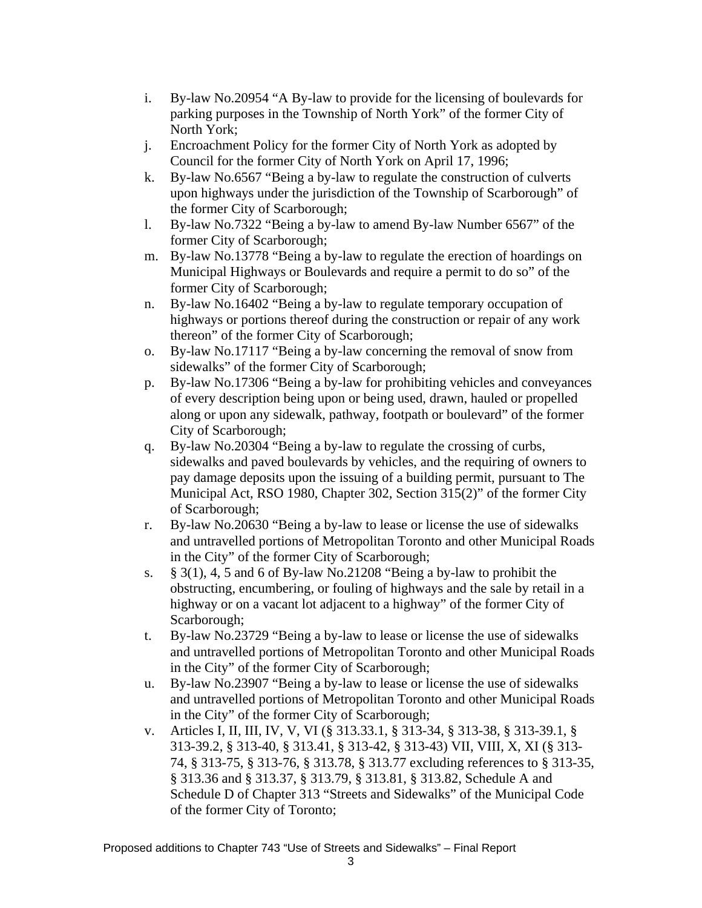i. By-law No.20954 “A By-law to provide for the licensing of boulevards for parking purposes in the Township of North York” of the former City of North York;
j. Encroachment Policy for the former City of North York as adopted by Council for the former City of North York on April 17, 1996;
k. By-law No.6567 “Being a by-law to regulate the construction of culverts upon highways under the jurisdiction of the Township of Scarborough” of the former City of Scarborough;
l. By-law No.7322 “Being a by-law to amend By-law Number 6567” of the former City of Scarborough;
m. By-law No.13778 “Being a by-law to regulate the erection of hoardings on Municipal Highways or Boulevards and require a permit to do so” of the former City of Scarborough;
n. By-law No.16402 “Being a by-law to regulate temporary occupation of highways or portions thereof during the construction or repair of any work thereon” of the former City of Scarborough;
o. By-law No.17117 “Being a by-law concerning the removal of snow from sidewalks” of the former City of Scarborough;
p. By-law No.17306 “Being a by-law for prohibiting vehicles and conveyances of every description being upon or being used, drawn, hauled or propelled along or upon any sidewalk, pathway, footpath or boulevard” of the former City of Scarborough;
q. By-law No.20304 “Being a by-law to regulate the crossing of curbs, sidewalks and paved boulevards by vehicles, and the requiring of owners to pay damage deposits upon the issuing of a building permit, pursuant to The Municipal Act, RSO 1980, Chapter 302, Section 315(2)” of the former City of Scarborough;
r. By-law No.20630 “Being a by-law to lease or license the use of sidewalks and untravelled portions of Metropolitan Toronto and other Municipal Roads in the City” of the former City of Scarborough;
s. § 3(1), 4, 5 and 6 of By-law No.21208 “Being a by-law to prohibit the obstructing, encumbering, or fouling of highways and the sale by retail in a highway or on a vacant lot adjacent to a highway” of the former City of Scarborough;
t. By-law No.23729 “Being a by-law to lease or license the use of sidewalks and untravelled portions of Metropolitan Toronto and other Municipal Roads in the City” of the former City of Scarborough;
u. By-law No.23907 “Being a by-law to lease or license the use of sidewalks and untravelled portions of Metropolitan Toronto and other Municipal Roads in the City” of the former City of Scarborough;
v. Articles I, II, III, IV, V, VI (§ 313.33.1, § 313-34, § 313-38, § 313-39.1, § 313-39.2, § 313-40, § 313.41, § 313-42, § 313-43) VII, VIII, X, XI (§ 313-74, § 313-75, § 313-76, § 313.78, § 313.77 excluding references to § 313-35, § 313.36 and § 313.37, § 313.79, § 313.81, § 313.82, Schedule A and Schedule D of Chapter 313 “Streets and Sidewalks” of the Municipal Code of the former City of Toronto;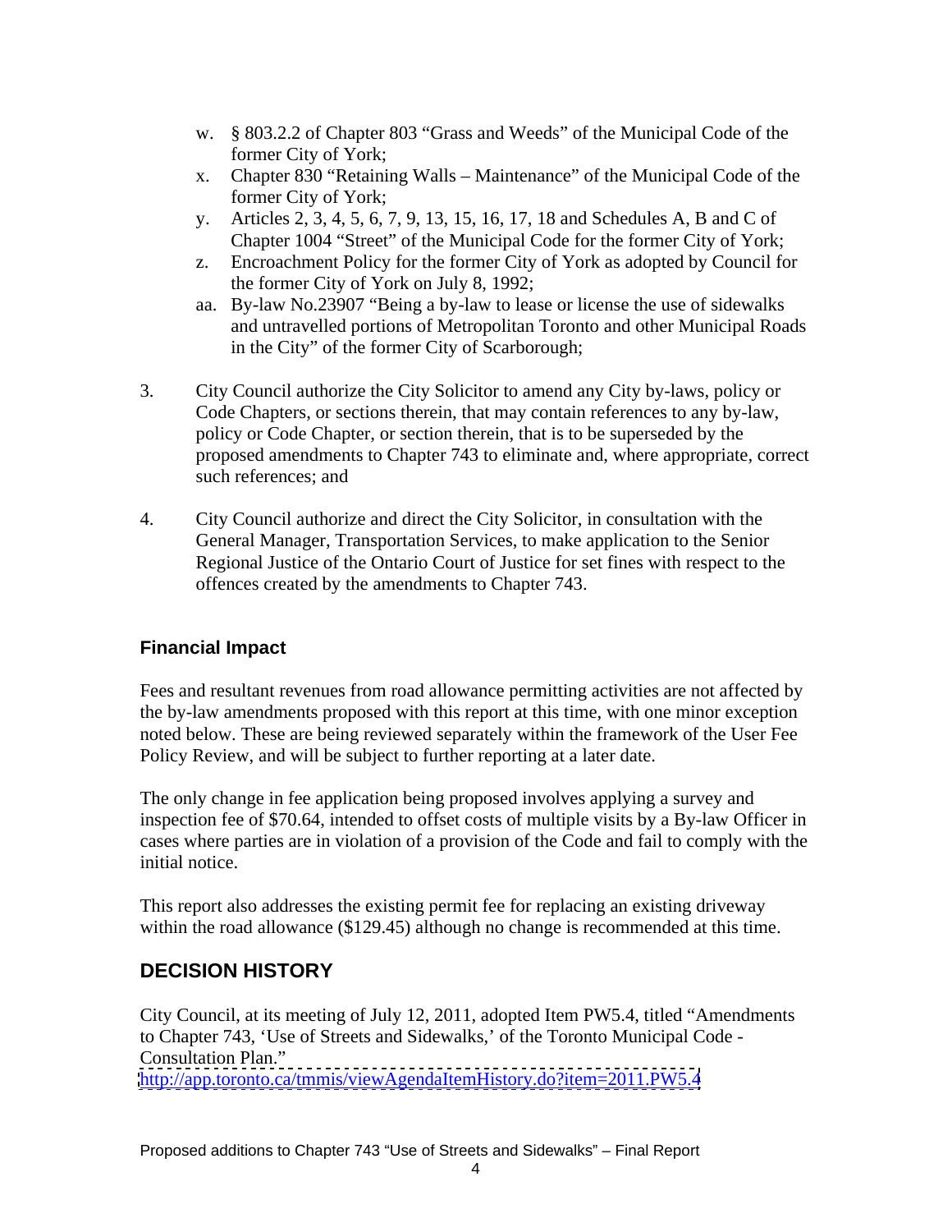w. § 803.2.2 of Chapter 803 "Grass and Weeds" of the Municipal Code of the former City of York;
x. Chapter 830 "Retaining Walls – Maintenance" of the Municipal Code of the former City of York;
y. Articles 2, 3, 4, 5, 6, 7, 9, 13, 15, 16, 17, 18 and Schedules A, B and C of Chapter 1004 "Street" of the Municipal Code for the former City of York;
z. Encroachment Policy for the former City of York as adopted by Council for the former City of York on July 8, 1992;
aa. By-law No.23907 "Being a by-law to lease or license the use of sidewalks and untravelled portions of Metropolitan Toronto and other Municipal Roads in the City" of the former City of Scarborough;

3. City Council authorize the City Solicitor to amend any City by-laws, policy or Code Chapters, or sections therein, that may contain references to any by-law, policy or Code Chapter, or section therein, that is to be superseded by the proposed amendments to Chapter 743 to eliminate and, where appropriate, correct such references; and

4. City Council authorize and direct the City Solicitor, in consultation with the General Manager, Transportation Services, to make application to the Senior Regional Justice of the Ontario Court of Justice for set fines with respect to the offences created by the amendments to Chapter 743.

### Financial Impact

Fees and resultant revenues from road allowance permitting activities are not affected by the by-law amendments proposed with this report at this time, with one minor exception noted below. These are being reviewed separately within the framework of the User Fee Policy Review, and will be subject to further reporting at a later date.

The only change in fee application being proposed involves applying a survey and inspection fee of $70.64, intended to offset costs of multiple visits by a By-law Officer in cases where parties are in violation of a provision of the Code and fail to comply with the initial notice.

This report also addresses the existing permit fee for replacing an existing driveway within the road allowance ($129.45) although no change is recommended at this time.

## DECISION HISTORY

City Council, at its meeting of July 12, 2011, adopted Item PW5.4, titled "Amendments to Chapter 743, 'Use of Streets and Sidewalks,' of the Toronto Municipal Code - Consultation Plan."
http://app.toronto.ca/tmmis/viewAgendaItemHistory.do?item=2011.PW5.4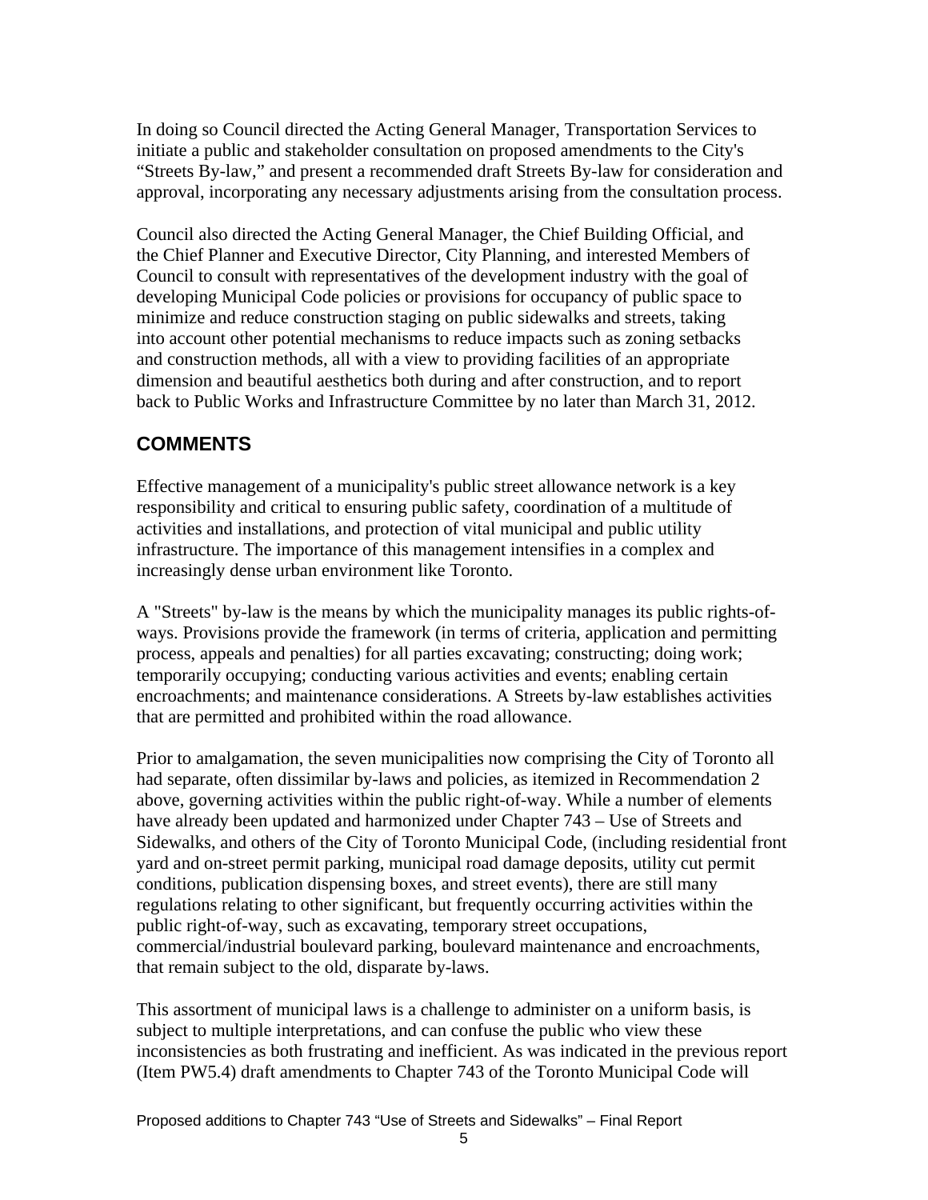In doing so Council directed the Acting General Manager, Transportation Services to initiate a public and stakeholder consultation on proposed amendments to the City's "Streets By-law," and present a recommended draft Streets By-law for consideration and approval, incorporating any necessary adjustments arising from the consultation process.

Council also directed the Acting General Manager, the Chief Building Official, and the Chief Planner and Executive Director, City Planning, and interested Members of Council to consult with representatives of the development industry with the goal of developing Municipal Code policies or provisions for occupancy of public space to minimize and reduce construction staging on public sidewalks and streets, taking into account other potential mechanisms to reduce impacts such as zoning setbacks and construction methods, all with a view to providing facilities of an appropriate dimension and beautiful aesthetics both during and after construction, and to report back to Public Works and Infrastructure Committee by no later than March 31, 2012.

## COMMENTS

Effective management of a municipality's public street allowance network is a key responsibility and critical to ensuring public safety, coordination of a multitude of activities and installations, and protection of vital municipal and public utility infrastructure. The importance of this management intensifies in a complex and increasingly dense urban environment like Toronto.

A "Streets" by-law is the means by which the municipality manages its public rights-of-ways. Provisions provide the framework (in terms of criteria, application and permitting process, appeals and penalties) for all parties excavating; constructing; doing work; temporarily occupying; conducting various activities and events; enabling certain encroachments; and maintenance considerations. A Streets by-law establishes activities that are permitted and prohibited within the road allowance.

Prior to amalgamation, the seven municipalities now comprising the City of Toronto all had separate, often dissimilar by-laws and policies, as itemized in Recommendation 2 above, governing activities within the public right-of-way. While a number of elements have already been updated and harmonized under Chapter 743 – Use of Streets and Sidewalks, and others of the City of Toronto Municipal Code, (including residential front yard and on-street permit parking, municipal road damage deposits, utility cut permit conditions, publication dispensing boxes, and street events), there are still many regulations relating to other significant, but frequently occurring activities within the public right-of-way, such as excavating, temporary street occupations, commercial/industrial boulevard parking, boulevard maintenance and encroachments, that remain subject to the old, disparate by-laws.

This assortment of municipal laws is a challenge to administer on a uniform basis, is subject to multiple interpretations, and can confuse the public who view these inconsistencies as both frustrating and inefficient. As was indicated in the previous report (Item PW5.4) draft amendments to Chapter 743 of the Toronto Municipal Code will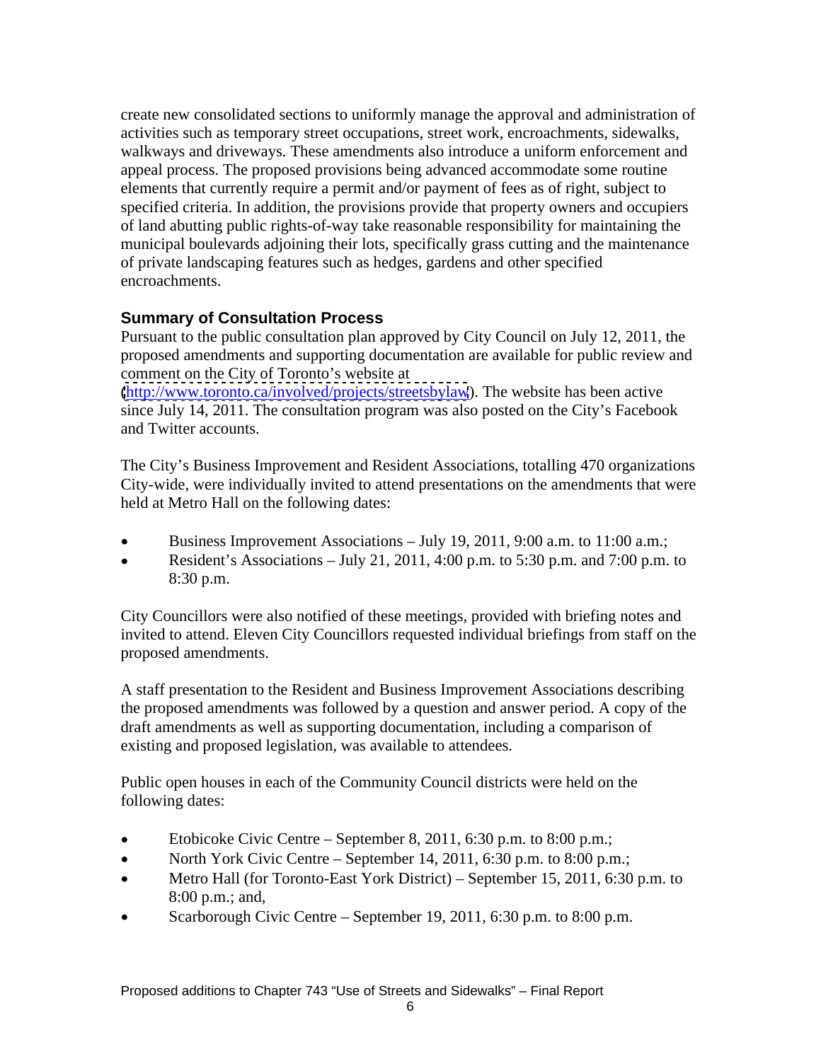create new consolidated sections to uniformly manage the approval and administration of activities such as temporary street occupations, street work, encroachments, sidewalks, walkways and driveways. These amendments also introduce a uniform enforcement and appeal process. The proposed provisions being advanced accommodate some routine elements that currently require a permit and/or payment of fees as of right, subject to specified criteria. In addition, the provisions provide that property owners and occupiers of land abutting public rights-of-way take reasonable responsibility for maintaining the municipal boulevards adjoining their lots, specifically grass cutting and the maintenance of private landscaping features such as hedges, gardens and other specified encroachments.

### Summary of Consultation Process

Pursuant to the public consultation plan approved by City Council on July 12, 2011, the proposed amendments and supporting documentation are available for public review and comment on the City of Toronto's website at (http://www.toronto.ca/involved/projects/streetsbylaw). The website has been active since July 14, 2011. The consultation program was also posted on the City's Facebook and Twitter accounts.

The City's Business Improvement and Resident Associations, totalling 470 organizations City-wide, were individually invited to attend presentations on the amendments that were held at Metro Hall on the following dates:

- Business Improvement Associations – July 19, 2011, 9:00 a.m. to 11:00 a.m.;
- Resident's Associations – July 21, 2011, 4:00 p.m. to 5:30 p.m. and 7:00 p.m. to 8:30 p.m.

City Councillors were also notified of these meetings, provided with briefing notes and invited to attend. Eleven City Councillors requested individual briefings from staff on the proposed amendments.

A staff presentation to the Resident and Business Improvement Associations describing the proposed amendments was followed by a question and answer period. A copy of the draft amendments as well as supporting documentation, including a comparison of existing and proposed legislation, was available to attendees.

Public open houses in each of the Community Council districts were held on the following dates:

- Etobicoke Civic Centre – September 8, 2011, 6:30 p.m. to 8:00 p.m.;
- North York Civic Centre – September 14, 2011, 6:30 p.m. to 8:00 p.m.;
- Metro Hall (for Toronto-East York District) – September 15, 2011, 6:30 p.m. to 8:00 p.m.; and,
- Scarborough Civic Centre – September 19, 2011, 6:30 p.m. to 8:00 p.m.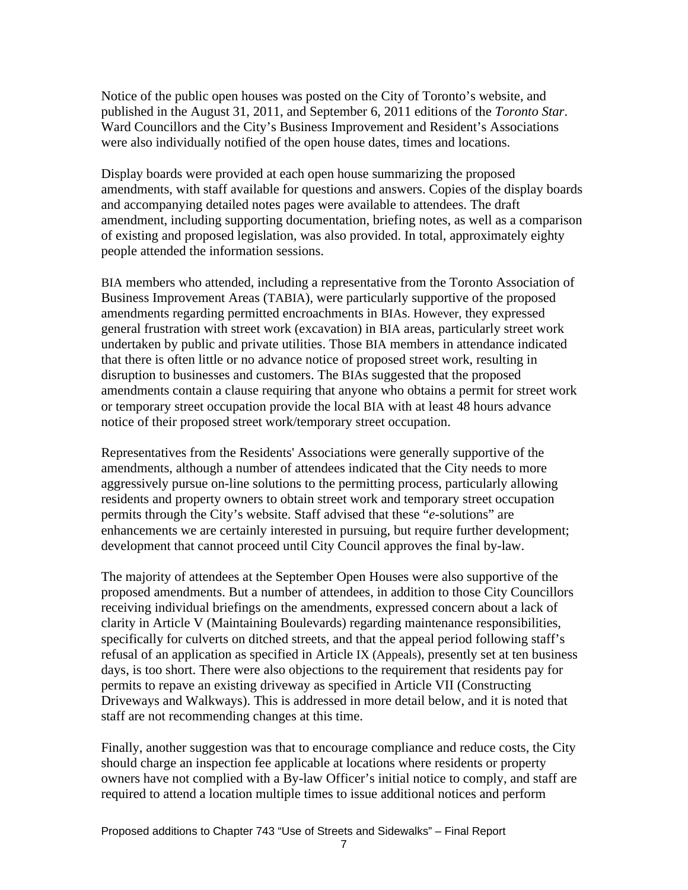Notice of the public open houses was posted on the City of Toronto's website, and published in the August 31, 2011, and September 6, 2011 editions of the *Toronto Star*. Ward Councillors and the City's Business Improvement and Resident's Associations were also individually notified of the open house dates, times and locations.

Display boards were provided at each open house summarizing the proposed amendments, with staff available for questions and answers. Copies of the display boards and accompanying detailed notes pages were available to attendees. The draft amendment, including supporting documentation, briefing notes, as well as a comparison of existing and proposed legislation, was also provided. In total, approximately eighty people attended the information sessions.

BIA members who attended, including a representative from the Toronto Association of Business Improvement Areas (TABIA), were particularly supportive of the proposed amendments regarding permitted encroachments in BIAs. However, they expressed general frustration with street work (excavation) in BIA areas, particularly street work undertaken by public and private utilities. Those BIA members in attendance indicated that there is often little or no advance notice of proposed street work, resulting in disruption to businesses and customers. The BIAs suggested that the proposed amendments contain a clause requiring that anyone who obtains a permit for street work or temporary street occupation provide the local BIA with at least 48 hours advance notice of their proposed street work/temporary street occupation.

Representatives from the Residents' Associations were generally supportive of the amendments, although a number of attendees indicated that the City needs to more aggressively pursue on-line solutions to the permitting process, particularly allowing residents and property owners to obtain street work and temporary street occupation permits through the City's website. Staff advised that these "*e*-solutions" are enhancements we are certainly interested in pursuing, but require further development; development that cannot proceed until City Council approves the final by-law.

The majority of attendees at the September Open Houses were also supportive of the proposed amendments. But a number of attendees, in addition to those City Councillors receiving individual briefings on the amendments, expressed concern about a lack of clarity in Article V (Maintaining Boulevards) regarding maintenance responsibilities, specifically for culverts on ditched streets, and that the appeal period following staff's refusal of an application as specified in Article IX (Appeals), presently set at ten business days, is too short. There were also objections to the requirement that residents pay for permits to repave an existing driveway as specified in Article VII (Constructing Driveways and Walkways). This is addressed in more detail below, and it is noted that staff are not recommending changes at this time.

Finally, another suggestion was that to encourage compliance and reduce costs, the City should charge an inspection fee applicable at locations where residents or property owners have not complied with a By-law Officer's initial notice to comply, and staff are required to attend a location multiple times to issue additional notices and perform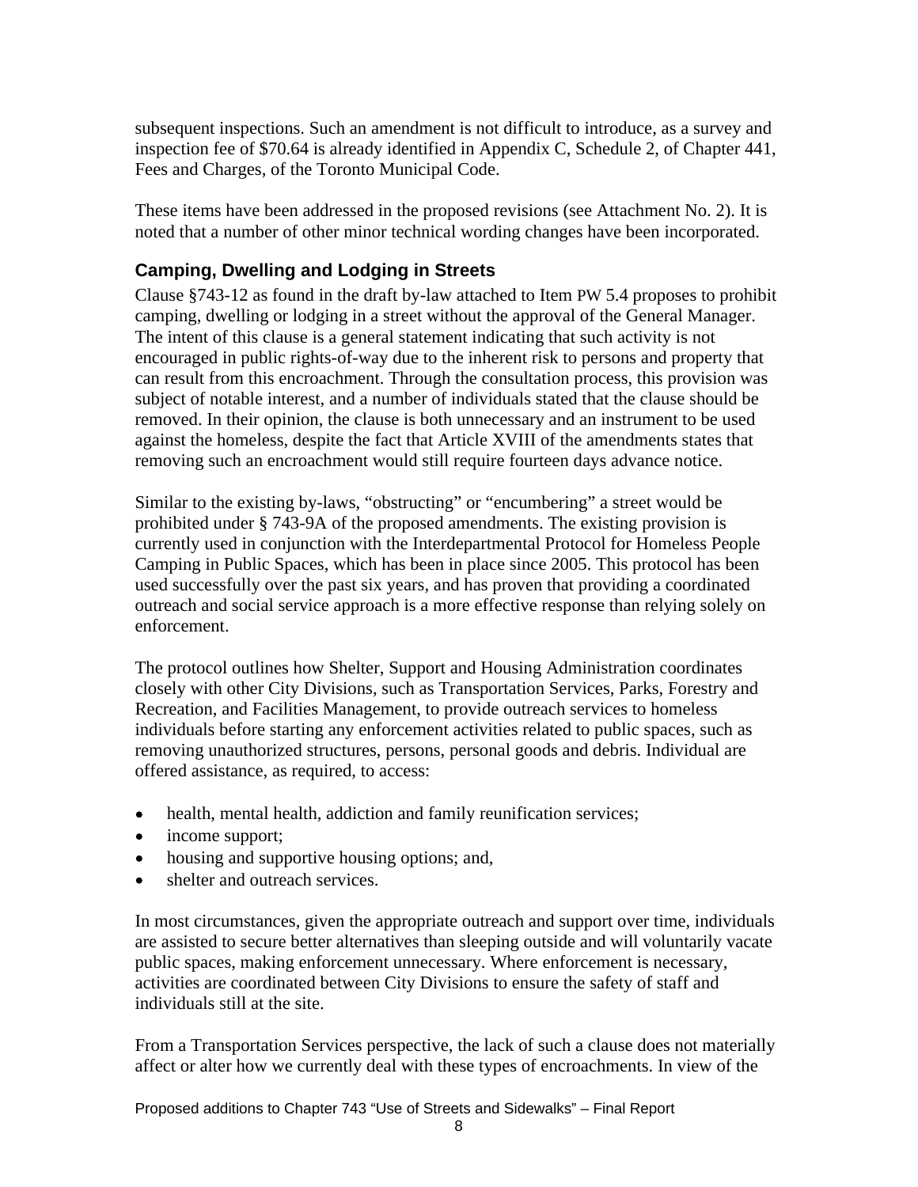subsequent inspections. Such an amendment is not difficult to introduce, as a survey and inspection fee of $70.64 is already identified in Appendix C, Schedule 2, of Chapter 441, Fees and Charges, of the Toronto Municipal Code.

These items have been addressed in the proposed revisions (see Attachment No. 2). It is noted that a number of other minor technical wording changes have been incorporated.

### Camping, Dwelling and Lodging in Streets

Clause §743-12 as found in the draft by-law attached to Item PW 5.4 proposes to prohibit camping, dwelling or lodging in a street without the approval of the General Manager. The intent of this clause is a general statement indicating that such activity is not encouraged in public rights-of-way due to the inherent risk to persons and property that can result from this encroachment. Through the consultation process, this provision was subject of notable interest, and a number of individuals stated that the clause should be removed. In their opinion, the clause is both unnecessary and an instrument to be used against the homeless, despite the fact that Article XVIII of the amendments states that removing such an encroachment would still require fourteen days advance notice.

Similar to the existing by-laws, "obstructing" or "encumbering" a street would be prohibited under § 743-9A of the proposed amendments. The existing provision is currently used in conjunction with the Interdepartmental Protocol for Homeless People Camping in Public Spaces, which has been in place since 2005. This protocol has been used successfully over the past six years, and has proven that providing a coordinated outreach and social service approach is a more effective response than relying solely on enforcement.

The protocol outlines how Shelter, Support and Housing Administration coordinates closely with other City Divisions, such as Transportation Services, Parks, Forestry and Recreation, and Facilities Management, to provide outreach services to homeless individuals before starting any enforcement activities related to public spaces, such as removing unauthorized structures, persons, personal goods and debris. Individual are offered assistance, as required, to access:

- health, mental health, addiction and family reunification services;
- income support;
- housing and supportive housing options; and,
- shelter and outreach services.

In most circumstances, given the appropriate outreach and support over time, individuals are assisted to secure better alternatives than sleeping outside and will voluntarily vacate public spaces, making enforcement unnecessary. Where enforcement is necessary, activities are coordinated between City Divisions to ensure the safety of staff and individuals still at the site.

From a Transportation Services perspective, the lack of such a clause does not materially affect or alter how we currently deal with these types of encroachments. In view of the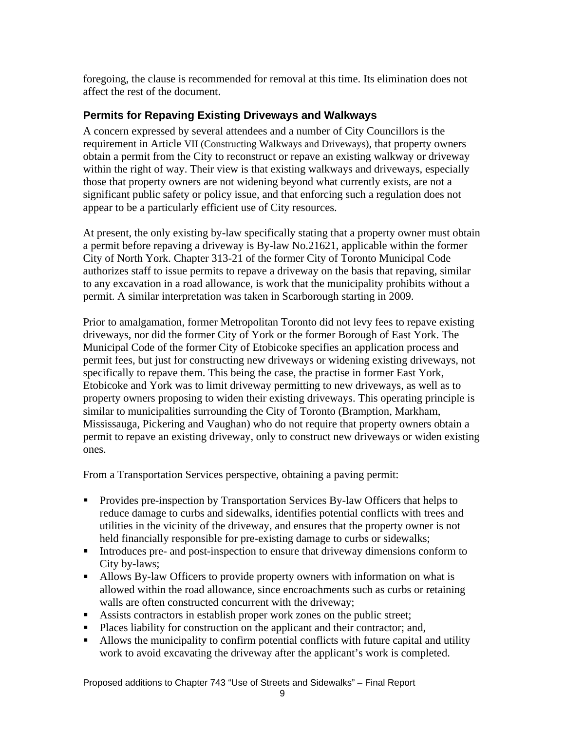foregoing, the clause is recommended for removal at this time. Its elimination does not affect the rest of the document.

### Permits for Repaving Existing Driveways and Walkways

A concern expressed by several attendees and a number of City Councillors is the requirement in Article VII (Constructing Walkways and Driveways), that property owners obtain a permit from the City to reconstruct or repave an existing walkway or driveway within the right of way. Their view is that existing walkways and driveways, especially those that property owners are not widening beyond what currently exists, are not a significant public safety or policy issue, and that enforcing such a regulation does not appear to be a particularly efficient use of City resources.

At present, the only existing by-law specifically stating that a property owner must obtain a permit before repaving a driveway is By-law No.21621, applicable within the former City of North York. Chapter 313-21 of the former City of Toronto Municipal Code authorizes staff to issue permits to repave a driveway on the basis that repaving, similar to any excavation in a road allowance, is work that the municipality prohibits without a permit. A similar interpretation was taken in Scarborough starting in 2009.

Prior to amalgamation, former Metropolitan Toronto did not levy fees to repave existing driveways, nor did the former City of York or the former Borough of East York. The Municipal Code of the former City of Etobicoke specifies an application process and permit fees, but just for constructing new driveways or widening existing driveways, not specifically to repave them. This being the case, the practise in former East York, Etobicoke and York was to limit driveway permitting to new driveways, as well as to property owners proposing to widen their existing driveways. This operating principle is similar to municipalities surrounding the City of Toronto (Brampton, Markham, Mississauga, Pickering and Vaughan) who do not require that property owners obtain a permit to repave an existing driveway, only to construct new driveways or widen existing ones.

From a Transportation Services perspective, obtaining a paving permit:

- Provides pre-inspection by Transportation Services By-law Officers that helps to reduce damage to curbs and sidewalks, identifies potential conflicts with trees and utilities in the vicinity of the driveway, and ensures that the property owner is not held financially responsible for pre-existing damage to curbs or sidewalks;
- Introduces pre- and post-inspection to ensure that driveway dimensions conform to City by-laws;
- Allows By-law Officers to provide property owners with information on what is allowed within the road allowance, since encroachments such as curbs or retaining walls are often constructed concurrent with the driveway;
- Assists contractors in establish proper work zones on the public street;
- Places liability for construction on the applicant and their contractor; and,
- Allows the municipality to confirm potential conflicts with future capital and utility work to avoid excavating the driveway after the applicant's work is completed.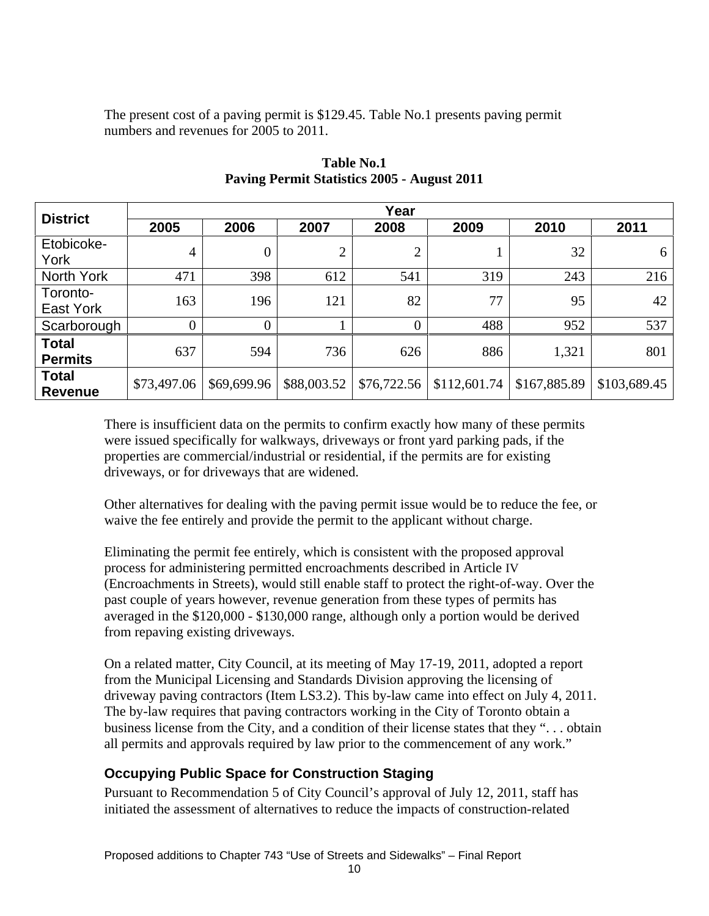The present cost of a paving permit is $129.45. Table No.1 presents paving permit numbers and revenues for 2005 to 2011.

**Table No.1**
**Paving Permit Statistics 2005 - August 2011**

| District | Year | | | | | | |
|---|---|---|---|---|---|---|---|
| | 2005 | 2006 | 2007 | 2008 | 2009 | 2010 | 2011 |
| Etobicoke-York | 4 | 0 | 2 | 2 | 1 | 32 | 6 |
| North York | 471 | 398 | 612 | 541 | 319 | 243 | 216 |
| Toronto-East York | 163 | 196 | 121 | 82 | 77 | 95 | 42 |
| Scarborough | 0 | 0 | 1 | 0 | 488 | 952 | 537 |
| **Total Permits** | 637 | 594 | 736 | 626 | 886 | 1,321 | 801 |
| **Total Revenue** | $73,497.06 | $69,699.96 | $88,003.52 | $76,722.56 | $112,601.74 | $167,885.89 | $103,689.45 |

There is insufficient data on the permits to confirm exactly how many of these permits were issued specifically for walkways, driveways or front yard parking pads, if the properties are commercial/industrial or residential, if the permits are for existing driveways, or for driveways that are widened.

Other alternatives for dealing with the paving permit issue would be to reduce the fee, or waive the fee entirely and provide the permit to the applicant without charge.

Eliminating the permit fee entirely, which is consistent with the proposed approval process for administering permitted encroachments described in Article IV (Encroachments in Streets), would still enable staff to protect the right-of-way. Over the past couple of years however, revenue generation from these types of permits has averaged in the $120,000 - $130,000 range, although only a portion would be derived from repaving existing driveways.

On a related matter, City Council, at its meeting of May 17-19, 2011, adopted a report from the Municipal Licensing and Standards Division approving the licensing of driveway paving contractors (Item LS3.2). This by-law came into effect on July 4, 2011. The by-law requires that paving contractors working in the City of Toronto obtain a business license from the City, and a condition of their license states that they ". . . obtain all permits and approvals required by law prior to the commencement of any work."

### Occupying Public Space for Construction Staging

Pursuant to Recommendation 5 of City Council's approval of July 12, 2011, staff has initiated the assessment of alternatives to reduce the impacts of construction-related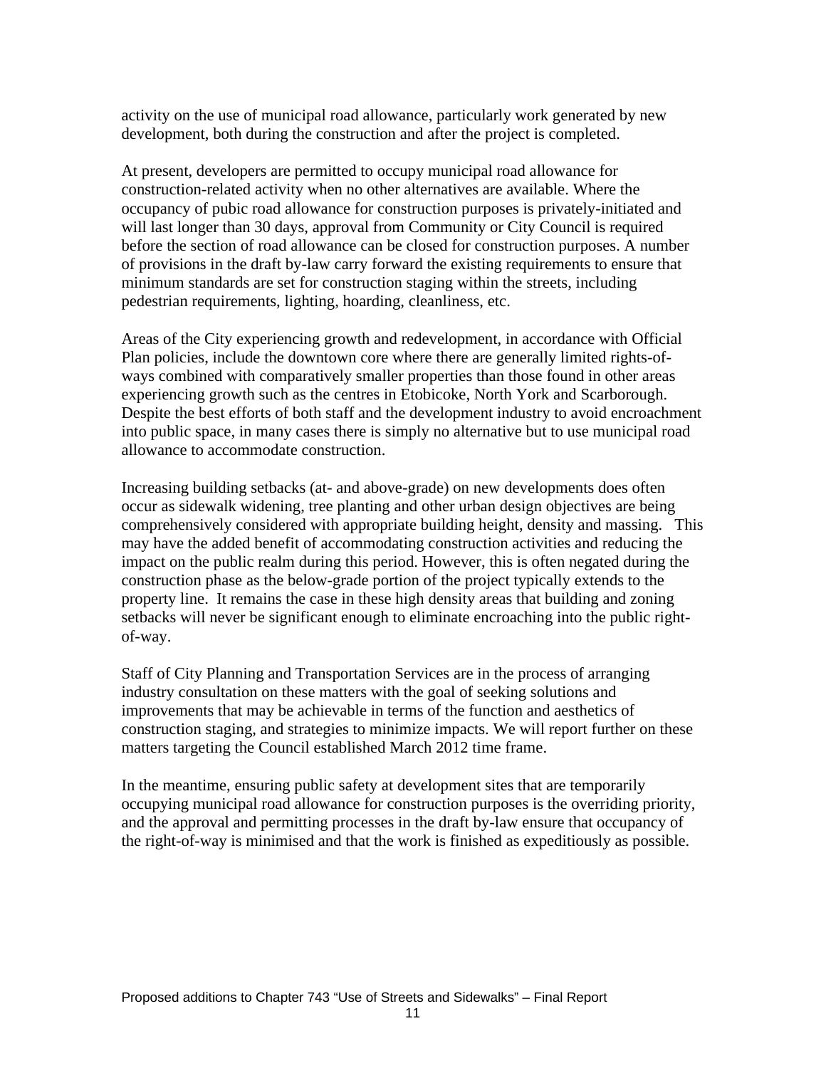activity on the use of municipal road allowance, particularly work generated by new development, both during the construction and after the project is completed.

At present, developers are permitted to occupy municipal road allowance for construction-related activity when no other alternatives are available. Where the occupancy of pubic road allowance for construction purposes is privately-initiated and will last longer than 30 days, approval from Community or City Council is required before the section of road allowance can be closed for construction purposes. A number of provisions in the draft by-law carry forward the existing requirements to ensure that minimum standards are set for construction staging within the streets, including pedestrian requirements, lighting, hoarding, cleanliness, etc.

Areas of the City experiencing growth and redevelopment, in accordance with Official Plan policies, include the downtown core where there are generally limited rights-of-ways combined with comparatively smaller properties than those found in other areas experiencing growth such as the centres in Etobicoke, North York and Scarborough. Despite the best efforts of both staff and the development industry to avoid encroachment into public space, in many cases there is simply no alternative but to use municipal road allowance to accommodate construction.

Increasing building setbacks (at- and above-grade) on new developments does often occur as sidewalk widening, tree planting and other urban design objectives are being comprehensively considered with appropriate building height, density and massing. This may have the added benefit of accommodating construction activities and reducing the impact on the public realm during this period. However, this is often negated during the construction phase as the below-grade portion of the project typically extends to the property line. It remains the case in these high density areas that building and zoning setbacks will never be significant enough to eliminate encroaching into the public right-of-way.

Staff of City Planning and Transportation Services are in the process of arranging industry consultation on these matters with the goal of seeking solutions and improvements that may be achievable in terms of the function and aesthetics of construction staging, and strategies to minimize impacts. We will report further on these matters targeting the Council established March 2012 time frame.

In the meantime, ensuring public safety at development sites that are temporarily occupying municipal road allowance for construction purposes is the overriding priority, and the approval and permitting processes in the draft by-law ensure that occupancy of the right-of-way is minimised and that the work is finished as expeditiously as possible.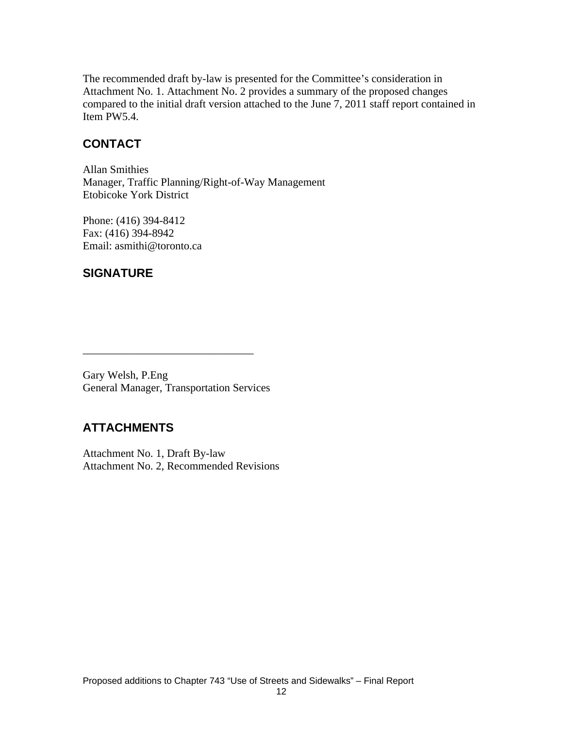The recommended draft by-law is presented for the Committee's consideration in Attachment No. 1. Attachment No. 2 provides a summary of the proposed changes compared to the initial draft version attached to the June 7, 2011 staff report contained in Item PW5.4.

## CONTACT

Allan Smithies
Manager, Traffic Planning/Right-of-Way Management
Etobicoke York District

Phone: (416) 394-8412
Fax: (416) 394-8942
Email: asmithi@toronto.ca

## SIGNATURE

_______________________________

Gary Welsh, P.Eng
General Manager, Transportation Services

## ATTACHMENTS

Attachment No. 1, Draft By-law
Attachment No. 2, Recommended Revisions